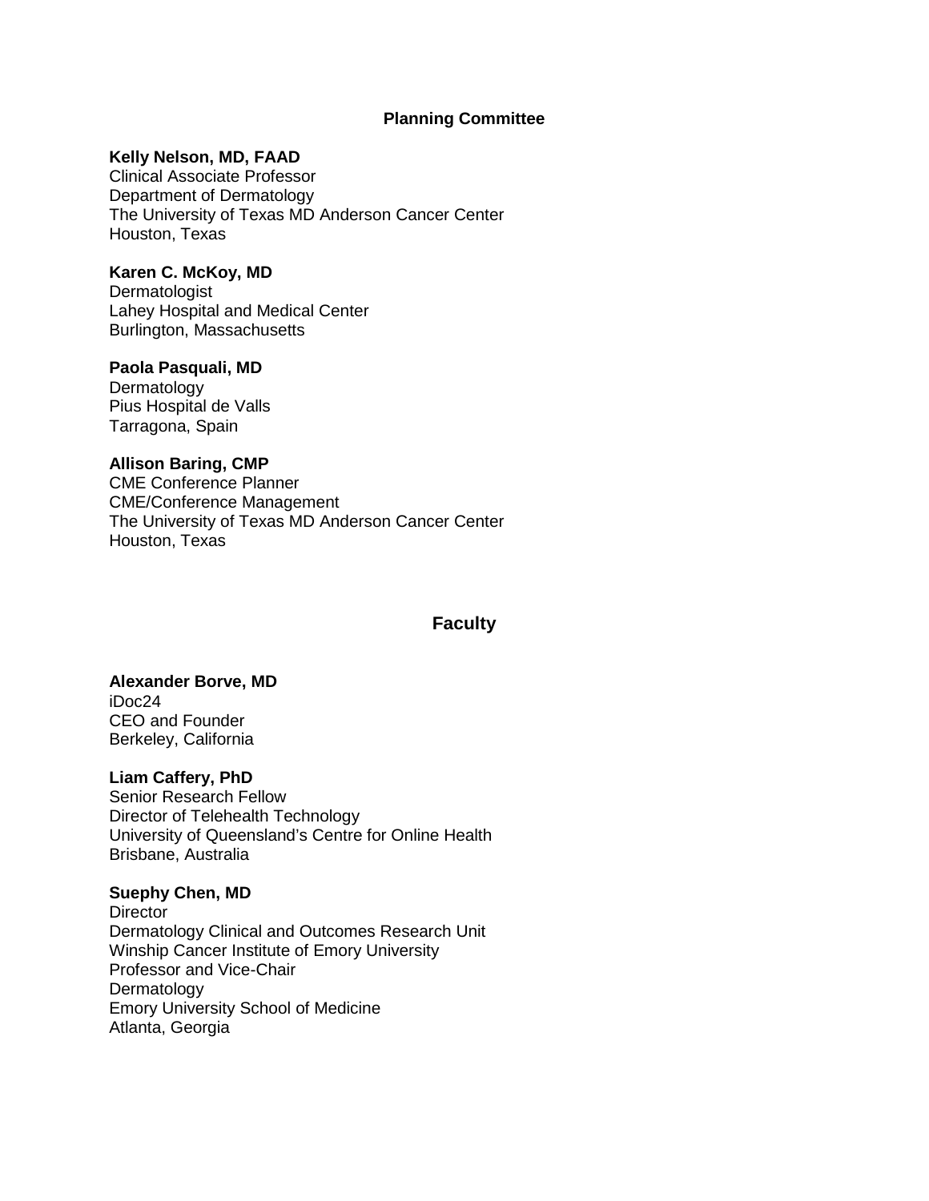## Planning Committee

**Kelly Nelson, MD, FAAD**
Clinical Associate Professor
Department of Dermatology
The University of Texas MD Anderson Cancer Center
Houston, Texas

**Karen C. McKoy, MD**
Dermatologist
Lahey Hospital and Medical Center
Burlington, Massachusetts

**Paola Pasquali, MD**
Dermatology
Pius Hospital de Valls
Tarragona, Spain

**Allison Baring, CMP**
CME Conference Planner
CME/Conference Management
The University of Texas MD Anderson Cancer Center
Houston, Texas

## Faculty

**Alexander Borve, MD**
iDoc24
CEO and Founder
Berkeley, California

**Liam Caffery, PhD**
Senior Research Fellow
Director of Telehealth Technology
University of Queensland's Centre for Online Health
Brisbane, Australia

**Suephy Chen, MD**
Director
Dermatology Clinical and Outcomes Research Unit
Winship Cancer Institute of Emory University
Professor and Vice-Chair
Dermatology
Emory University School of Medicine
Atlanta, Georgia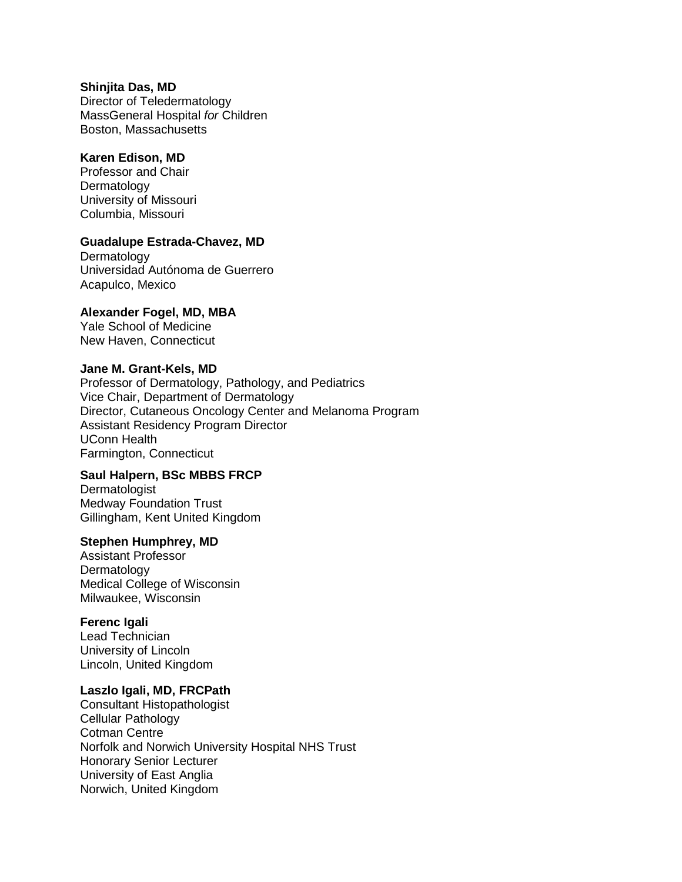**Shinjita Das, MD**
Director of Teledermatology
MassGeneral Hospital *for* Children
Boston, Massachusetts

**Karen Edison, MD**
Professor and Chair
Dermatology
University of Missouri
Columbia, Missouri

**Guadalupe Estrada-Chavez, MD**
Dermatology
Universidad Autónoma de Guerrero
Acapulco, Mexico

**Alexander Fogel, MD, MBA**
Yale School of Medicine
New Haven, Connecticut

**Jane M. Grant-Kels, MD**
Professor of Dermatology, Pathology, and Pediatrics
Vice Chair, Department of Dermatology
Director, Cutaneous Oncology Center and Melanoma Program
Assistant Residency Program Director
UConn Health
Farmington, Connecticut

**Saul Halpern, BSc MBBS FRCP**
Dermatologist
Medway Foundation Trust
Gillingham, Kent United Kingdom

**Stephen Humphrey, MD**
Assistant Professor
Dermatology
Medical College of Wisconsin
Milwaukee, Wisconsin

**Ferenc Igali**
Lead Technician
University of Lincoln
Lincoln, United Kingdom

**Laszlo Igali, MD, FRCPath**
Consultant Histopathologist
Cellular Pathology
Cotman Centre
Norfolk and Norwich University Hospital NHS Trust
Honorary Senior Lecturer
University of East Anglia
Norwich, United Kingdom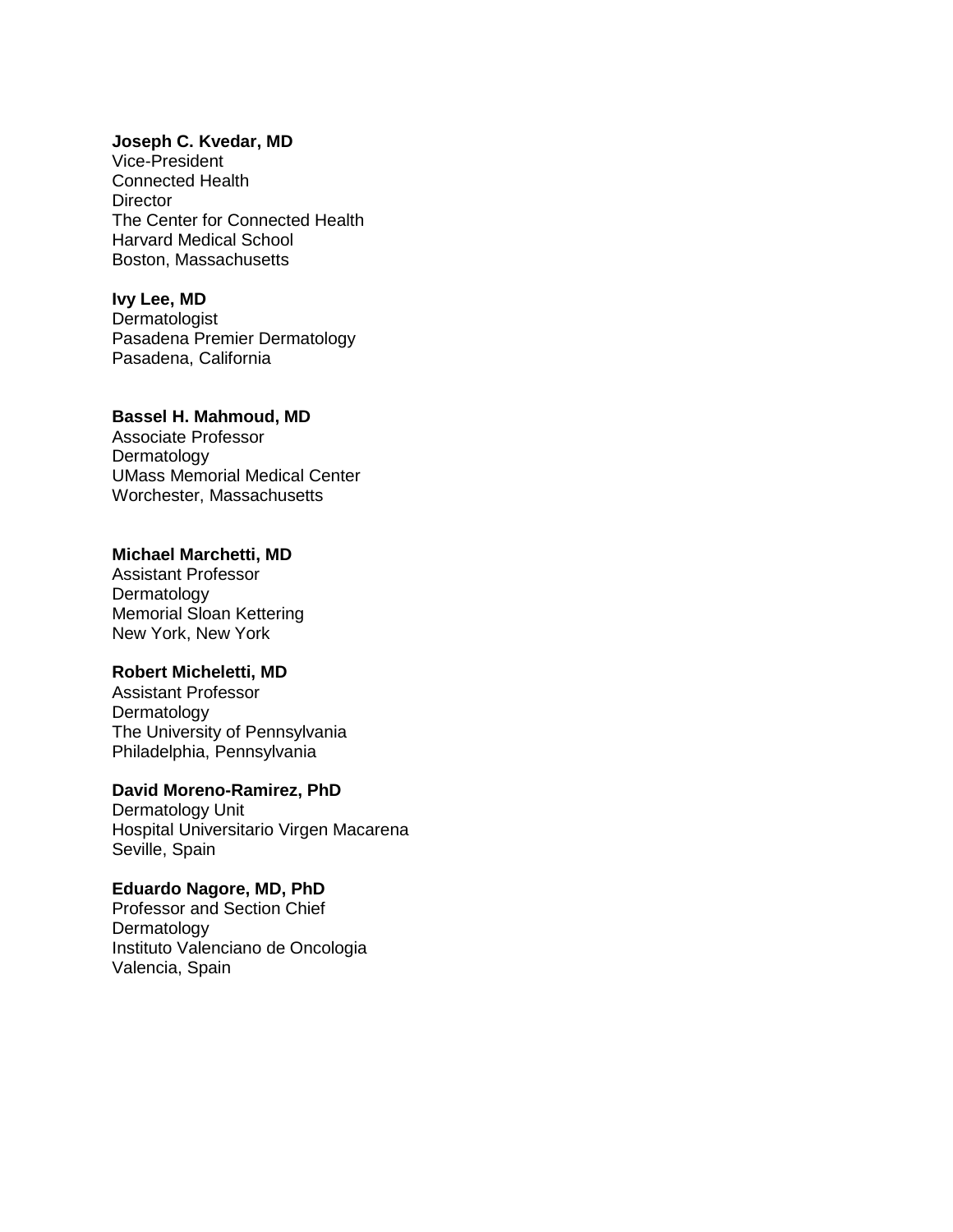**Joseph C. Kvedar, MD**
Vice-President
Connected Health
Director
The Center for Connected Health
Harvard Medical School
Boston, Massachusetts

**Ivy Lee, MD**
Dermatologist
Pasadena Premier Dermatology
Pasadena, California

**Bassel H. Mahmoud, MD**
Associate Professor
Dermatology
UMass Memorial Medical Center
Worchester, Massachusetts

**Michael Marchetti, MD**
Assistant Professor
Dermatology
Memorial Sloan Kettering
New York, New York

**Robert Micheletti, MD**
Assistant Professor
Dermatology
The University of Pennsylvania
Philadelphia, Pennsylvania

**David Moreno-Ramirez, PhD**
Dermatology Unit
Hospital Universitario Virgen Macarena
Seville, Spain

**Eduardo Nagore, MD, PhD**
Professor and Section Chief
Dermatology
Instituto Valenciano de Oncologia
Valencia, Spain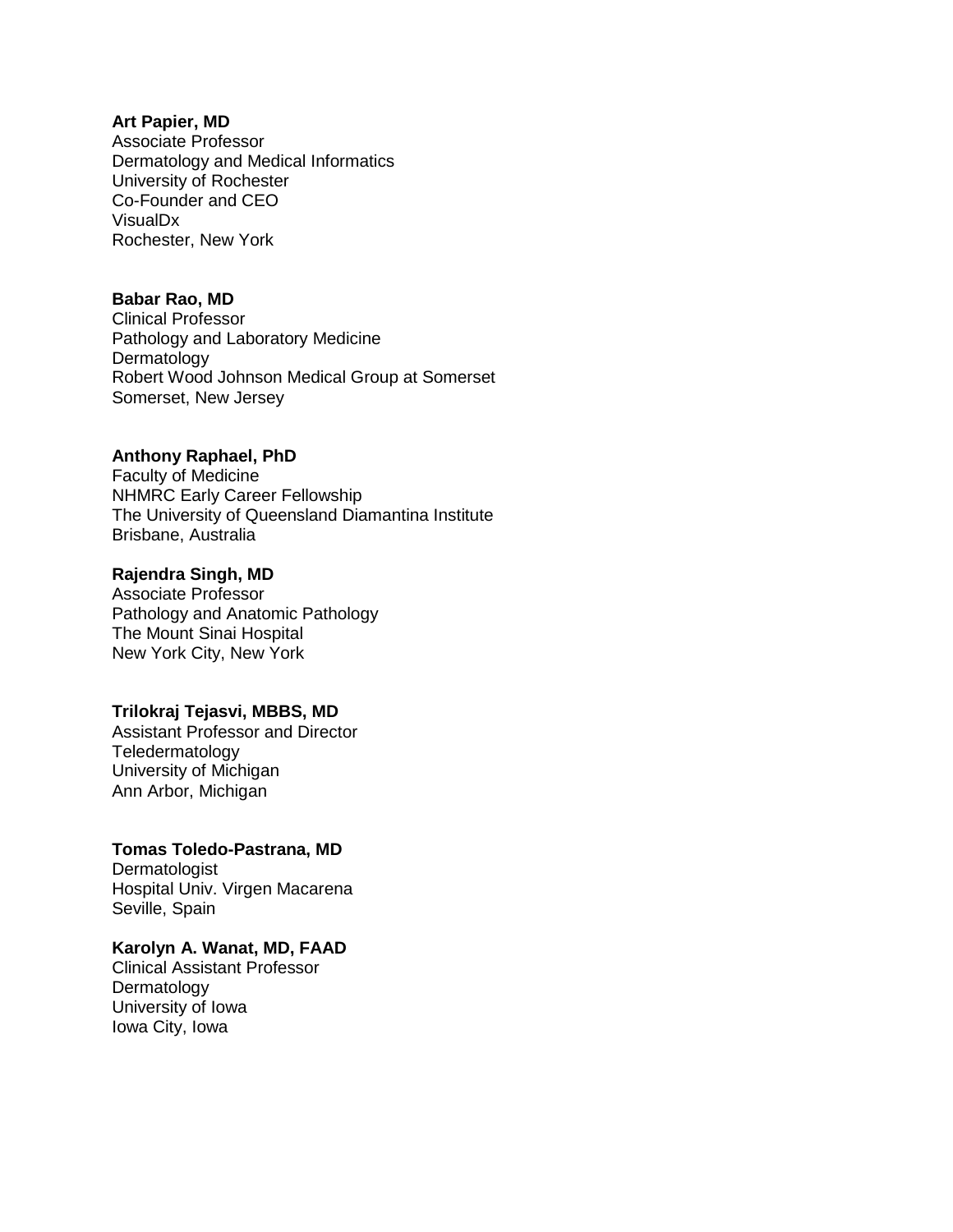**Art Papier, MD**
Associate Professor
Dermatology and Medical Informatics
University of Rochester
Co-Founder and CEO
VisualDx
Rochester, New York

**Babar Rao, MD**
Clinical Professor
Pathology and Laboratory Medicine
Dermatology
Robert Wood Johnson Medical Group at Somerset
Somerset, New Jersey

**Anthony Raphael, PhD**
Faculty of Medicine
NHMRC Early Career Fellowship
The University of Queensland Diamantina Institute
Brisbane, Australia

**Rajendra Singh, MD**
Associate Professor
Pathology and Anatomic Pathology
The Mount Sinai Hospital
New York City, New York

**Trilokraj Tejasvi, MBBS, MD**
Assistant Professor and Director
Teledermatology
University of Michigan
Ann Arbor, Michigan

**Tomas Toledo-Pastrana, MD**
Dermatologist
Hospital Univ. Virgen Macarena
Seville, Spain

**Karolyn A. Wanat, MD, FAAD**
Clinical Assistant Professor
Dermatology
University of Iowa
Iowa City, Iowa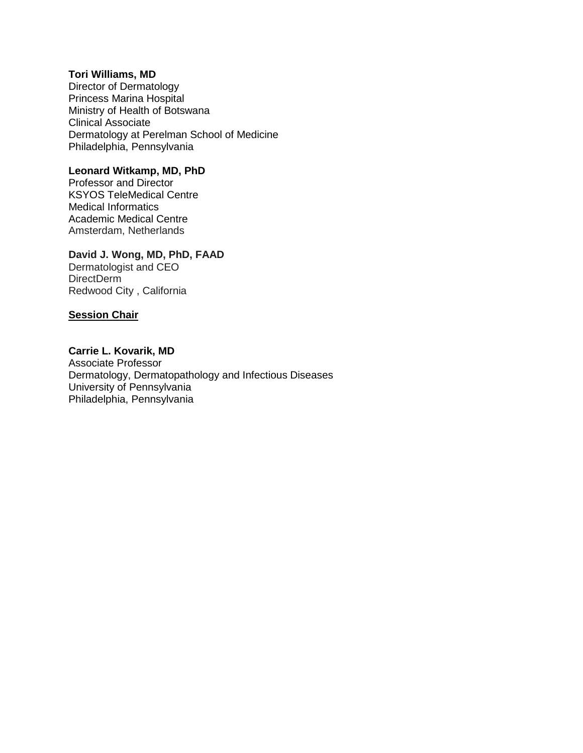**Tori Williams, MD**
Director of Dermatology
Princess Marina Hospital
Ministry of Health of Botswana
Clinical Associate
Dermatology at Perelman School of Medicine
Philadelphia, Pennsylvania

**Leonard Witkamp, MD, PhD**
Professor and Director
KSYOS TeleMedical Centre
Medical Informatics
Academic Medical Centre
Amsterdam, Netherlands

**David J. Wong, MD, PhD, FAAD**
Dermatologist and CEO
DirectDerm
Redwood City , California

**<u>Session Chair</u>**

**Carrie L. Kovarik, MD**
Associate Professor
Dermatology, Dermatopathology and Infectious Diseases
University of Pennsylvania
Philadelphia, Pennsylvania